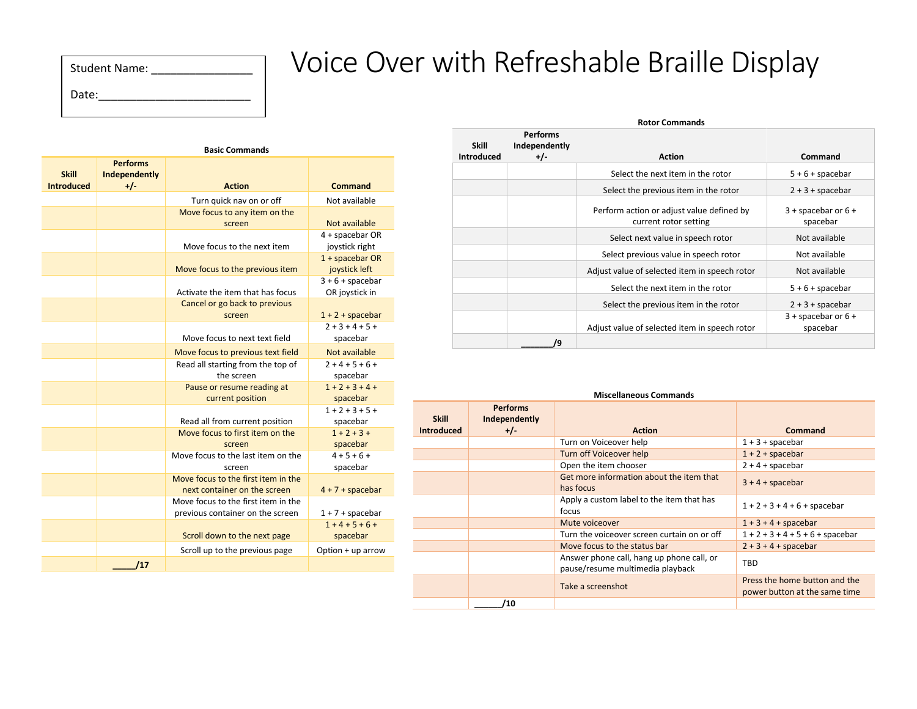Student Name: ________________

Date:_________________________

# Voice Over with Refreshable Braille Display

### Basic Commands

| Skill Introduced | Performs Independently +/- | Action | Command |
|---|---|---|---|
| | | Turn quick nav on or off | Not available |
| | | Move focus to any item on the screen | Not available |
| | | Move focus to the next item | 4 + spacebar OR joystick right |
| | | Move focus to the previous item | 1 + spacebar OR joystick left |
| | | Activate the item that has focus | 3 + 6 + spacebar OR joystick in |
| | | Cancel or go back to previous screen | 1 + 2 + spacebar |
| | | Move focus to next text field | 2 + 3 + 4 + 5 + spacebar |
| | | Move focus to previous text field | Not available |
| | | Read all starting from the top of the screen | 2 + 4 + 5 + 6 + spacebar |
| | | Pause or resume reading at current position | 1 + 2 + 3 + 4 + spacebar |
| | | Read all from current position | 1 + 2 + 3 + 5 + spacebar |
| | | Move focus to first item on the screen | 1 + 2 + 3 + spacebar |
| | | Move focus to the last item on the screen | 4 + 5 + 6 + spacebar |
| | | Move focus to the first item in the next container on the screen | 4 + 7 + spacebar |
| | | Move focus to the first item in the previous container on the screen | 1 + 7 + spacebar |
| | | Scroll down to the next page | 1 + 4 + 5 + 6 + spacebar |
| | | Scroll up to the previous page | Option + up arrow |
| | _____/17 | | |

### Rotor Commands

| Skill Introduced | Performs Independently +/- | Action | Command |
|---|---|---|---|
| | | Select the next item in the rotor | 5 + 6 + spacebar |
| | | Select the previous item in the rotor | 2 + 3 + spacebar |
| | | Perform action or adjust value defined by current rotor setting | 3 + spacebar or 6 + spacebar |
| | | Select next value in speech rotor | Not available |
| | | Select previous value in speech rotor | Not available |
| | | Adjust value of selected item in speech rotor | Not available |
| | | Select the next item in the rotor | 5 + 6 + spacebar |
| | | Select the previous item in the rotor | 2 + 3 + spacebar |
| | | Adjust value of selected item in speech rotor | 3 + spacebar or 6 + spacebar |
| | _______/9 | | |

### Miscellaneous Commands

| Skill Introduced | Performs Independently +/- | Action | Command |
|---|---|---|---|
| | | Turn on Voiceover help | 1 + 3 + spacebar |
| | | Turn off Voiceover help | 1 + 2 + spacebar |
| | | Open the item chooser | 2 + 4 + spacebar |
| | | Get more information about the item that has focus | 3 + 4 + spacebar |
| | | Apply a custom label to the item that has focus | 1 + 2 + 3 + 4 + 6 + spacebar |
| | | Mute voiceover | 1 + 3 + 4 + spacebar |
| | | Turn the voiceover screen curtain on or off | 1 + 2 + 3 + 4 + 5 + 6 + spacebar |
| | | Move focus to the status bar | 2 + 3 + 4 + spacebar |
| | | Answer phone call, hang up phone call, or pause/resume multimedia playback | TBD |
| | | Take a screenshot | Press the home button and the power button at the same time |
| | ______/10 | | |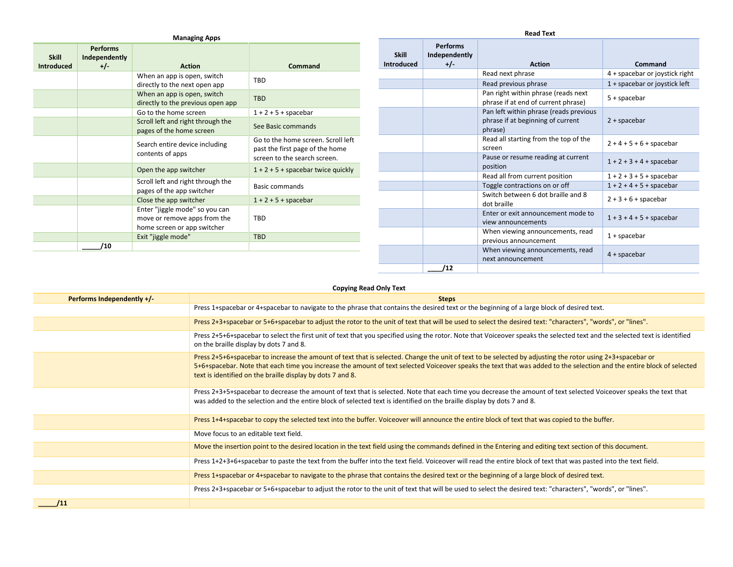## Managing Apps

| Skill Introduced | Performs Independently +/- | Action | Command |
|---|---|---|---|
| | | When an app is open, switch directly to the next open app | TBD |
| | | When an app is open, switch directly to the previous open app | TBD |
| | | Go to the home screen | 1 + 2 + 5 + spacebar |
| | | Scroll left and right through the pages of the home screen | See Basic commands |
| | | Search entire device including contents of apps | Go to the home screen. Scroll left past the first page of the home screen to the search screen. |
| | | Open the app switcher | 1 + 2 + 5 + spacebar twice quickly |
| | | Scroll left and right through the pages of the app switcher | Basic commands |
| | | Close the app switcher | 1 + 2 + 5 + spacebar |
| | | Enter "jiggle mode" so you can move or remove apps from the home screen or app switcher | TBD |
| | | Exit "jiggle mode" | TBD |
| | _____/10 | | |

## Read Text

| Skill Introduced | Performs Independently +/- | Action | Command |
|---|---|---|---|
| | | Read next phrase | 4 + spacebar or joystick right |
| | | Read previous phrase | 1 + spacebar or joystick left |
| | | Pan right within phrase (reads next phrase if at end of current phrase) | 5 + spacebar |
| | | Pan left within phrase (reads previous phrase if at beginning of current phrase) | 2 + spacebar |
| | | Read all starting from the top of the screen | 2 + 4 + 5 + 6 + spacebar |
| | | Pause or resume reading at current position | 1 + 2 + 3 + 4 + spacebar |
| | | Read all from current position | 1 + 2 + 3 + 5 + spacebar |
| | | Toggle contractions on or off | 1 + 2 + 4 + 5 + spacebar |
| | | Switch between 6 dot braille and 8 dot braille | 2 + 3 + 6 + spacebar |
| | | Enter or exit announcement mode to view announcements | 1 + 3 + 4 + 5 + spacebar |
| | | When viewing announcements, read previous announcement | 1 + spacebar |
| | | When viewing announcements, read next announcement | 4 + spacebar |
| | ____/12 | | |

## Copying Read Only Text

| Performs Independently +/- | Steps |
|---|---|
| | Press 1+spacebar or 4+spacebar to navigate to the phrase that contains the desired text or the beginning of a large block of desired text. |
| | Press 2+3+spacebar or 5+6+spacebar to adjust the rotor to the unit of text that will be used to select the desired text: "characters", "words", or "lines". |
| | Press 2+5+6+spacebar to select the first unit of text that you specified using the rotor. Note that Voiceover speaks the selected text and the selected text is identified on the braille display by dots 7 and 8. |
| | Press 2+5+6+spacebar to increase the amount of text that is selected. Change the unit of text to be selected by adjusting the rotor using 2+3+spacebar or 5+6+spacebar. Note that each time you increase the amount of text selected Voiceover speaks the text that was added to the selection and the entire block of selected text is identified on the braille display by dots 7 and 8. |
| | Press 2+3+5+spacebar to decrease the amount of text that is selected. Note that each time you decrease the amount of text selected Voiceover speaks the text that was added to the selection and the entire block of selected text is identified on the braille display by dots 7 and 8. |
| | Press 1+4+spacebar to copy the selected text into the buffer. Voiceover will announce the entire block of text that was copied to the buffer. |
| | Move focus to an editable text field. |
| | Move the insertion point to the desired location in the text field using the commands defined in the Entering and editing text section of this document. |
| | Press 1+2+3+6+spacebar to paste the text from the buffer into the text field. Voiceover will read the entire block of text that was pasted into the text field. |
| | Press 1+spacebar or 4+spacebar to navigate to the phrase that contains the desired text or the beginning of a large block of desired text. |
| | Press 2+3+spacebar or 5+6+spacebar to adjust the rotor to the unit of text that will be used to select the desired text: "characters", "words", or "lines". |
| _____/11 | |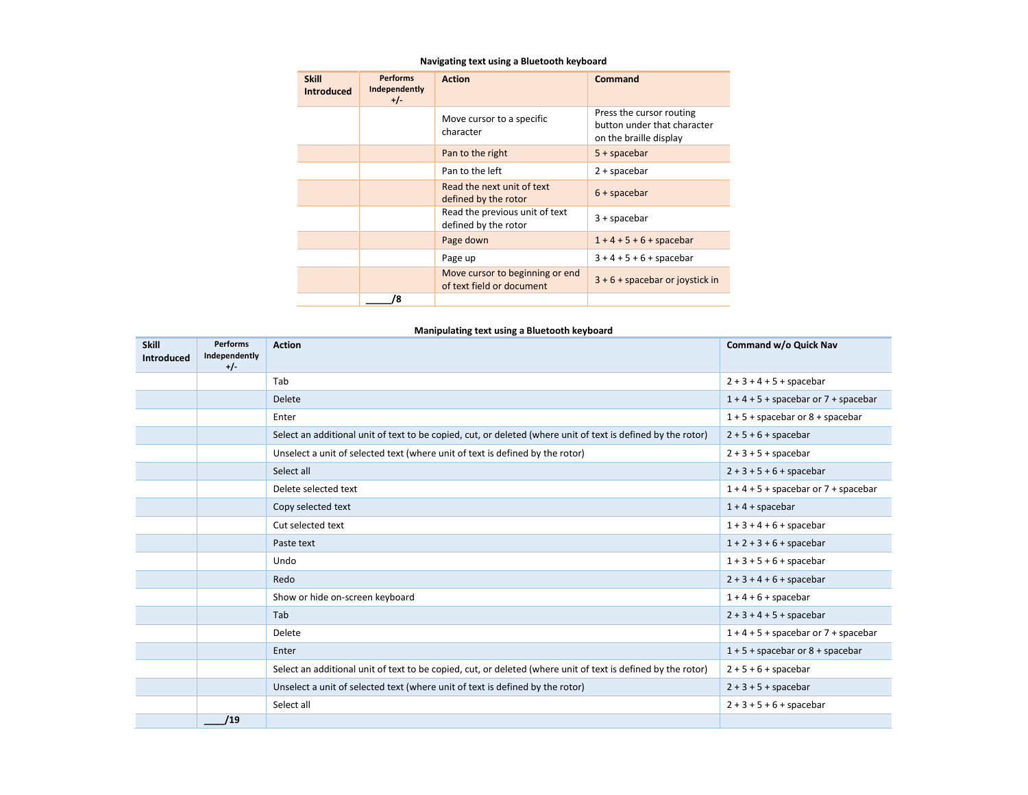**Navigating text using a Bluetooth keyboard**

| Skill Introduced | Performs Independently +/- | Action | Command |
|---|---|---|---|
| | | Move cursor to a specific character | Press the cursor routing button under that character on the braille display |
| | | Pan to the right | 5 + spacebar |
| | | Pan to the left | 2 + spacebar |
| | | Read the next unit of text defined by the rotor | 6 + spacebar |
| | | Read the previous unit of text defined by the rotor | 3 + spacebar |
| | | Page down | 1 + 4 + 5 + 6 + spacebar |
| | | Page up | 3 + 4 + 5 + 6 + spacebar |
| | | Move cursor to beginning or end of text field or document | 3 + 6 + spacebar or joystick in |
| | _____/8 | | |

**Manipulating text using a Bluetooth keyboard**

| Skill Introduced | Performs Independently +/- | Action | Command w/o Quick Nav |
|---|---|---|---|
| | | Tab | 2 + 3 + 4 + 5 + spacebar |
| | | Delete | 1 + 4 + 5 + spacebar or 7 + spacebar |
| | | Enter | 1 + 5 + spacebar or 8 + spacebar |
| | | Select an additional unit of text to be copied, cut, or deleted (where unit of text is defined by the rotor) | 2 + 5 + 6 + spacebar |
| | | Unselect a unit of selected text (where unit of text is defined by the rotor) | 2 + 3 + 5 + spacebar |
| | | Select all | 2 + 3 + 5 + 6 + spacebar |
| | | Delete selected text | 1 + 4 + 5 + spacebar or 7 + spacebar |
| | | Copy selected text | 1 + 4 + spacebar |
| | | Cut selected text | 1 + 3 + 4 + 6 + spacebar |
| | | Paste text | 1 + 2 + 3 + 6 + spacebar |
| | | Undo | 1 + 3 + 5 + 6 + spacebar |
| | | Redo | 2 + 3 + 4 + 6 + spacebar |
| | | Show or hide on-screen keyboard | 1 + 4 + 6 + spacebar |
| | | Tab | 2 + 3 + 4 + 5 + spacebar |
| | | Delete | 1 + 4 + 5 + spacebar or 7 + spacebar |
| | | Enter | 1 + 5 + spacebar or 8 + spacebar |
| | | Select an additional unit of text to be copied, cut, or deleted (where unit of text is defined by the rotor) | 2 + 5 + 6 + spacebar |
| | | Unselect a unit of selected text (where unit of text is defined by the rotor) | 2 + 3 + 5 + spacebar |
| | | Select all | 2 + 3 + 5 + 6 + spacebar |
| | ____/19 | | |